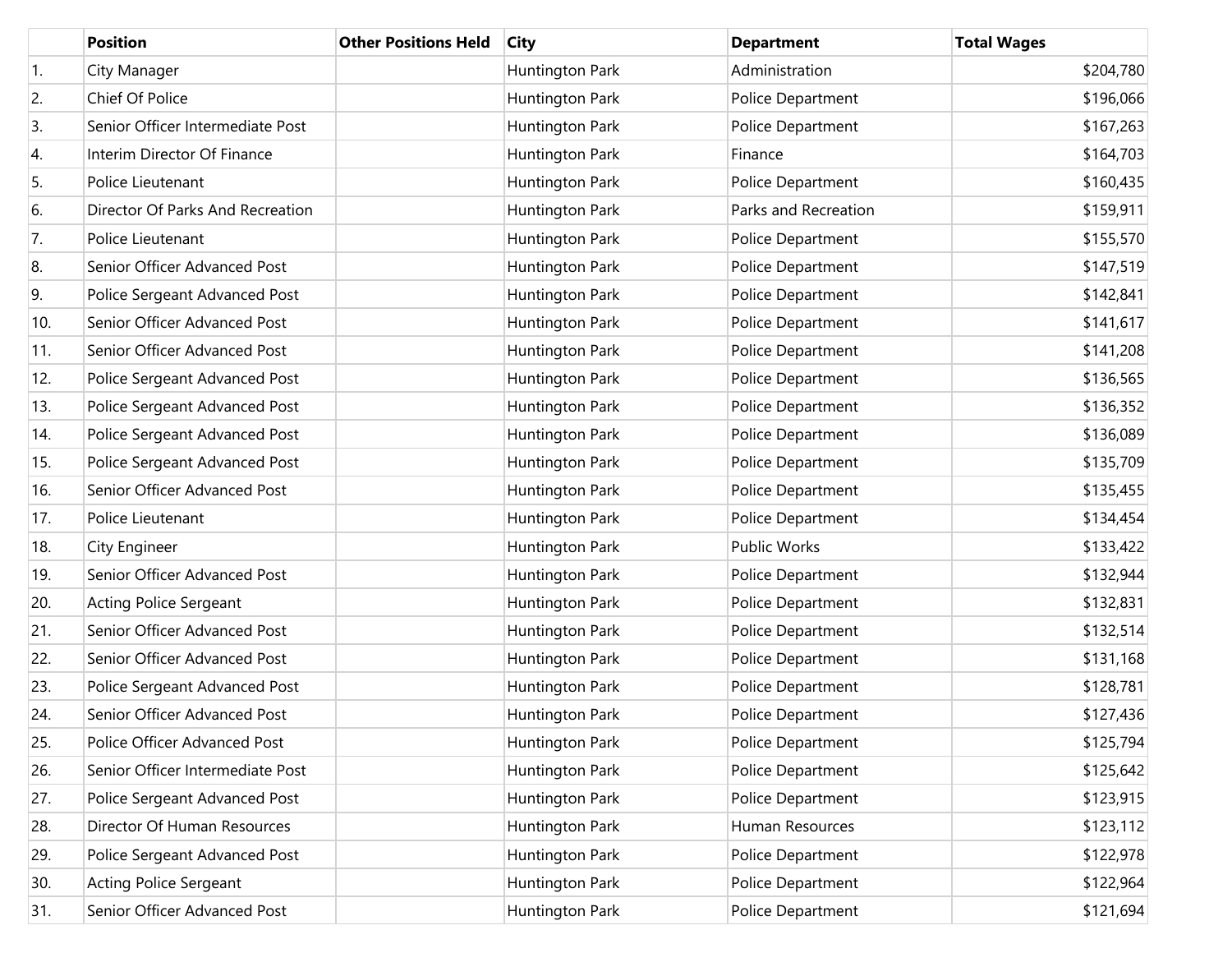| | Position | Other Positions Held | City | Department | Total Wages |
|---|---|---|---|---|---|
| 1. | City Manager | | Huntington Park | Administration | $204,780 |
| 2. | Chief Of Police | | Huntington Park | Police Department | $196,066 |
| 3. | Senior Officer Intermediate Post | | Huntington Park | Police Department | $167,263 |
| 4. | Interim Director Of Finance | | Huntington Park | Finance | $164,703 |
| 5. | Police Lieutenant | | Huntington Park | Police Department | $160,435 |
| 6. | Director Of Parks And Recreation | | Huntington Park | Parks and Recreation | $159,911 |
| 7. | Police Lieutenant | | Huntington Park | Police Department | $155,570 |
| 8. | Senior Officer Advanced Post | | Huntington Park | Police Department | $147,519 |
| 9. | Police Sergeant Advanced Post | | Huntington Park | Police Department | $142,841 |
| 10. | Senior Officer Advanced Post | | Huntington Park | Police Department | $141,617 |
| 11. | Senior Officer Advanced Post | | Huntington Park | Police Department | $141,208 |
| 12. | Police Sergeant Advanced Post | | Huntington Park | Police Department | $136,565 |
| 13. | Police Sergeant Advanced Post | | Huntington Park | Police Department | $136,352 |
| 14. | Police Sergeant Advanced Post | | Huntington Park | Police Department | $136,089 |
| 15. | Police Sergeant Advanced Post | | Huntington Park | Police Department | $135,709 |
| 16. | Senior Officer Advanced Post | | Huntington Park | Police Department | $135,455 |
| 17. | Police Lieutenant | | Huntington Park | Police Department | $134,454 |
| 18. | City Engineer | | Huntington Park | Public Works | $133,422 |
| 19. | Senior Officer Advanced Post | | Huntington Park | Police Department | $132,944 |
| 20. | Acting Police Sergeant | | Huntington Park | Police Department | $132,831 |
| 21. | Senior Officer Advanced Post | | Huntington Park | Police Department | $132,514 |
| 22. | Senior Officer Advanced Post | | Huntington Park | Police Department | $131,168 |
| 23. | Police Sergeant Advanced Post | | Huntington Park | Police Department | $128,781 |
| 24. | Senior Officer Advanced Post | | Huntington Park | Police Department | $127,436 |
| 25. | Police Officer Advanced Post | | Huntington Park | Police Department | $125,794 |
| 26. | Senior Officer Intermediate Post | | Huntington Park | Police Department | $125,642 |
| 27. | Police Sergeant Advanced Post | | Huntington Park | Police Department | $123,915 |
| 28. | Director Of Human Resources | | Huntington Park | Human Resources | $123,112 |
| 29. | Police Sergeant Advanced Post | | Huntington Park | Police Department | $122,978 |
| 30. | Acting Police Sergeant | | Huntington Park | Police Department | $122,964 |
| 31. | Senior Officer Advanced Post | | Huntington Park | Police Department | $121,694 |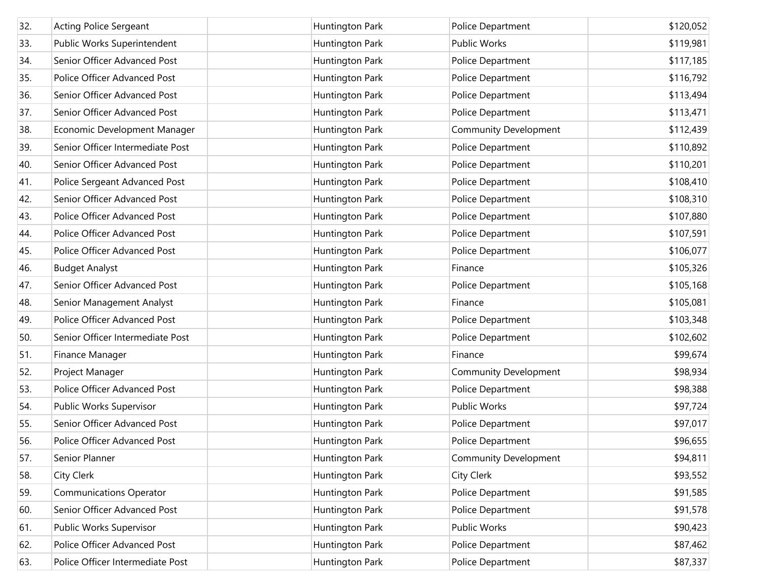| | | | | | |
|---|---|---|---|---|---|
| 32. | Acting Police Sergeant | | Huntington Park | Police Department | $120,052 |
| 33. | Public Works Superintendent | | Huntington Park | Public Works | $119,981 |
| 34. | Senior Officer Advanced Post | | Huntington Park | Police Department | $117,185 |
| 35. | Police Officer Advanced Post | | Huntington Park | Police Department | $116,792 |
| 36. | Senior Officer Advanced Post | | Huntington Park | Police Department | $113,494 |
| 37. | Senior Officer Advanced Post | | Huntington Park | Police Department | $113,471 |
| 38. | Economic Development Manager | | Huntington Park | Community Development | $112,439 |
| 39. | Senior Officer Intermediate Post | | Huntington Park | Police Department | $110,892 |
| 40. | Senior Officer Advanced Post | | Huntington Park | Police Department | $110,201 |
| 41. | Police Sergeant Advanced Post | | Huntington Park | Police Department | $108,410 |
| 42. | Senior Officer Advanced Post | | Huntington Park | Police Department | $108,310 |
| 43. | Police Officer Advanced Post | | Huntington Park | Police Department | $107,880 |
| 44. | Police Officer Advanced Post | | Huntington Park | Police Department | $107,591 |
| 45. | Police Officer Advanced Post | | Huntington Park | Police Department | $106,077 |
| 46. | Budget Analyst | | Huntington Park | Finance | $105,326 |
| 47. | Senior Officer Advanced Post | | Huntington Park | Police Department | $105,168 |
| 48. | Senior Management Analyst | | Huntington Park | Finance | $105,081 |
| 49. | Police Officer Advanced Post | | Huntington Park | Police Department | $103,348 |
| 50. | Senior Officer Intermediate Post | | Huntington Park | Police Department | $102,602 |
| 51. | Finance Manager | | Huntington Park | Finance | $99,674 |
| 52. | Project Manager | | Huntington Park | Community Development | $98,934 |
| 53. | Police Officer Advanced Post | | Huntington Park | Police Department | $98,388 |
| 54. | Public Works Supervisor | | Huntington Park | Public Works | $97,724 |
| 55. | Senior Officer Advanced Post | | Huntington Park | Police Department | $97,017 |
| 56. | Police Officer Advanced Post | | Huntington Park | Police Department | $96,655 |
| 57. | Senior Planner | | Huntington Park | Community Development | $94,811 |
| 58. | City Clerk | | Huntington Park | City Clerk | $93,552 |
| 59. | Communications Operator | | Huntington Park | Police Department | $91,585 |
| 60. | Senior Officer Advanced Post | | Huntington Park | Police Department | $91,578 |
| 61. | Public Works Supervisor | | Huntington Park | Public Works | $90,423 |
| 62. | Police Officer Advanced Post | | Huntington Park | Police Department | $87,462 |
| 63. | Police Officer Intermediate Post | | Huntington Park | Police Department | $87,337 |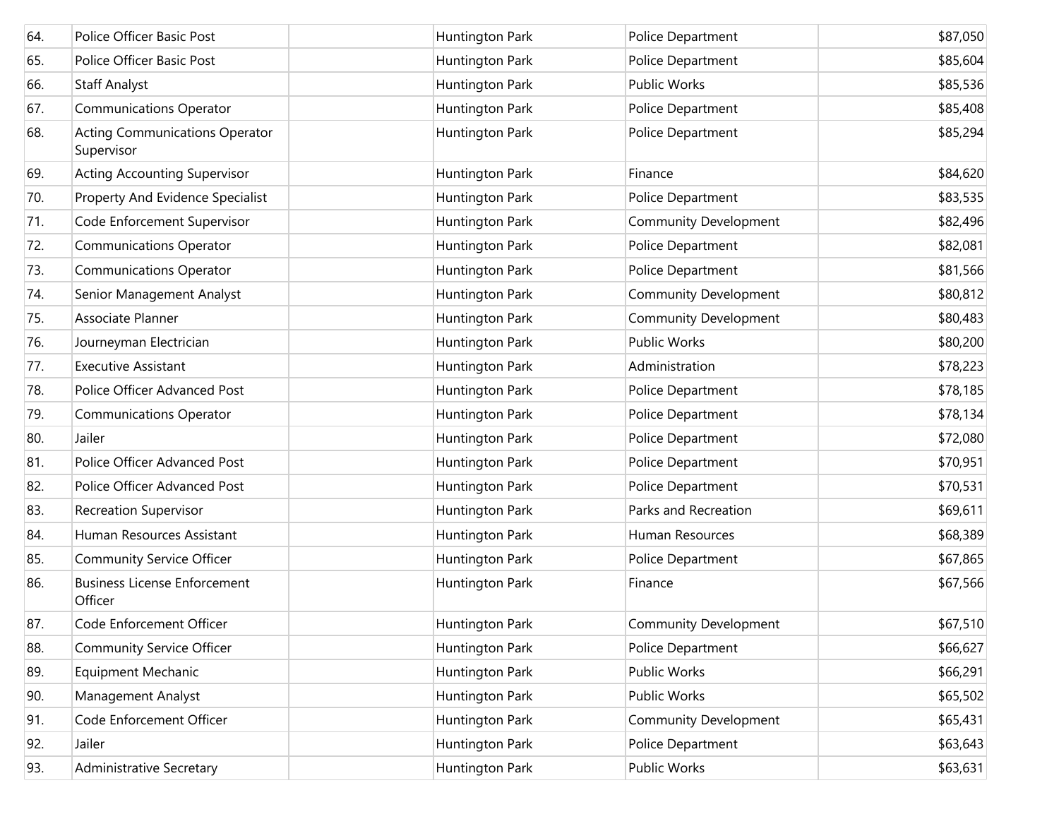| | | | | | |
|---|---|---|---|---|---|
| 64. | Police Officer Basic Post | | Huntington Park | Police Department | $87,050 |
| 65. | Police Officer Basic Post | | Huntington Park | Police Department | $85,604 |
| 66. | Staff Analyst | | Huntington Park | Public Works | $85,536 |
| 67. | Communications Operator | | Huntington Park | Police Department | $85,408 |
| 68. | Acting Communications Operator Supervisor | | Huntington Park | Police Department | $85,294 |
| 69. | Acting Accounting Supervisor | | Huntington Park | Finance | $84,620 |
| 70. | Property And Evidence Specialist | | Huntington Park | Police Department | $83,535 |
| 71. | Code Enforcement Supervisor | | Huntington Park | Community Development | $82,496 |
| 72. | Communications Operator | | Huntington Park | Police Department | $82,081 |
| 73. | Communications Operator | | Huntington Park | Police Department | $81,566 |
| 74. | Senior Management Analyst | | Huntington Park | Community Development | $80,812 |
| 75. | Associate Planner | | Huntington Park | Community Development | $80,483 |
| 76. | Journeyman Electrician | | Huntington Park | Public Works | $80,200 |
| 77. | Executive Assistant | | Huntington Park | Administration | $78,223 |
| 78. | Police Officer Advanced Post | | Huntington Park | Police Department | $78,185 |
| 79. | Communications Operator | | Huntington Park | Police Department | $78,134 |
| 80. | Jailer | | Huntington Park | Police Department | $72,080 |
| 81. | Police Officer Advanced Post | | Huntington Park | Police Department | $70,951 |
| 82. | Police Officer Advanced Post | | Huntington Park | Police Department | $70,531 |
| 83. | Recreation Supervisor | | Huntington Park | Parks and Recreation | $69,611 |
| 84. | Human Resources Assistant | | Huntington Park | Human Resources | $68,389 |
| 85. | Community Service Officer | | Huntington Park | Police Department | $67,865 |
| 86. | Business License Enforcement Officer | | Huntington Park | Finance | $67,566 |
| 87. | Code Enforcement Officer | | Huntington Park | Community Development | $67,510 |
| 88. | Community Service Officer | | Huntington Park | Police Department | $66,627 |
| 89. | Equipment Mechanic | | Huntington Park | Public Works | $66,291 |
| 90. | Management Analyst | | Huntington Park | Public Works | $65,502 |
| 91. | Code Enforcement Officer | | Huntington Park | Community Development | $65,431 |
| 92. | Jailer | | Huntington Park | Police Department | $63,643 |
| 93. | Administrative Secretary | | Huntington Park | Public Works | $63,631 |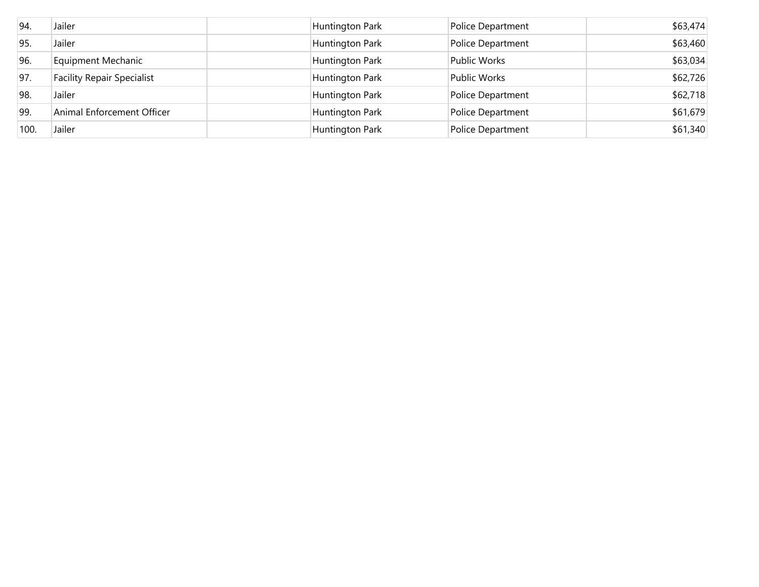| | | | | | |
|---|---|---|---|---|---|
| 94. | Jailer | | Huntington Park | Police Department | $63,474 |
| 95. | Jailer | | Huntington Park | Police Department | $63,460 |
| 96. | Equipment Mechanic | | Huntington Park | Public Works | $63,034 |
| 97. | Facility Repair Specialist | | Huntington Park | Public Works | $62,726 |
| 98. | Jailer | | Huntington Park | Police Department | $62,718 |
| 99. | Animal Enforcement Officer | | Huntington Park | Police Department | $61,679 |
| 100. | Jailer | | Huntington Park | Police Department | $61,340 |